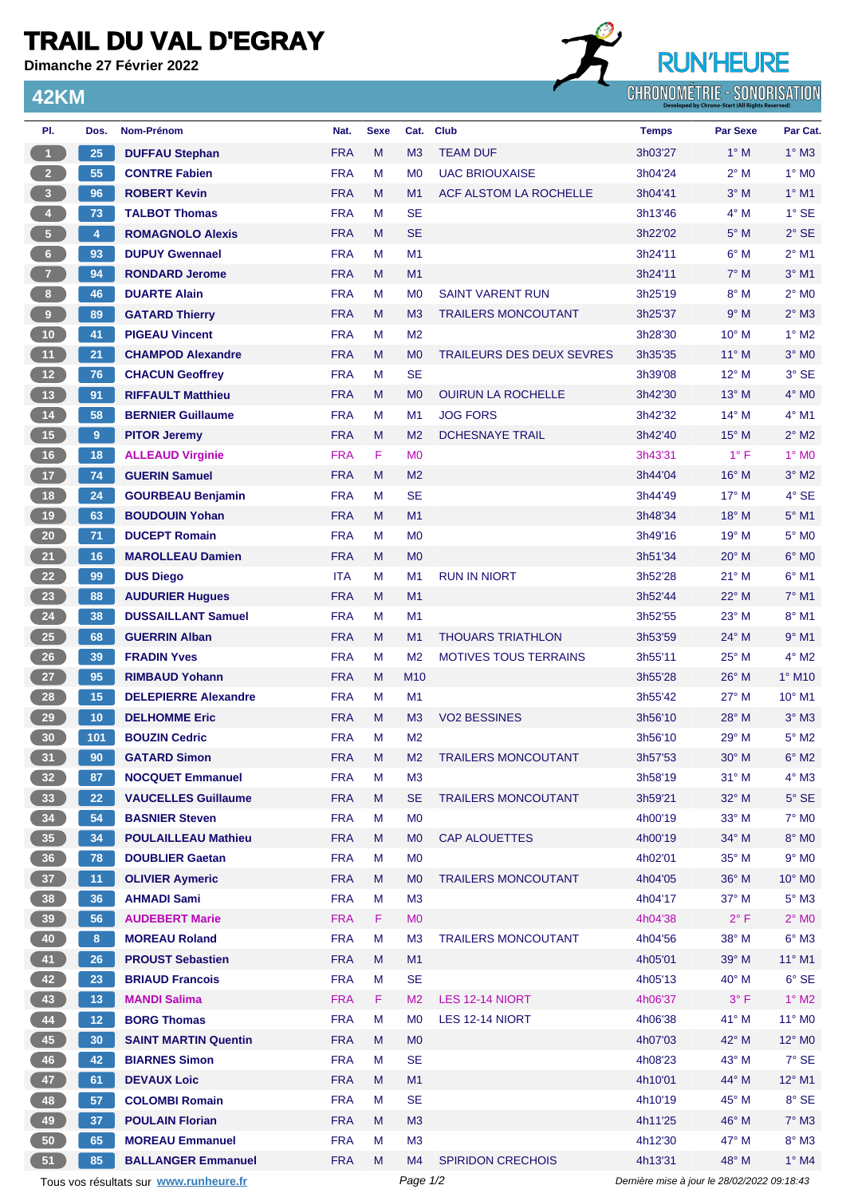# TRAIL DU VAL D'EGRAY

**Dimanche 27 Février 2022**

RUN'HEURE CHRONOMÉTRIE - SONORISATION

## 42KM

| Pl. | Dos. | Nom-Prénom | Nat. | Sexe | Cat. | Club | Temps | Par Sexe | Par Cat. |
|---|---|---|---|---|---|---|---|---|---|
| 1 | 25 | DUFFAU Stephan | FRA | M | M3 | TEAM DUF | 3h03'27 | 1° M | 1° M3 |
| 2 | 55 | CONTRE Fabien | FRA | M | M0 | UAC BRIOUXAISE | 3h04'24 | 2° M | 1° M0 |
| 3 | 96 | ROBERT Kevin | FRA | M | M1 | ACF ALSTOM LA ROCHELLE | 3h04'41 | 3° M | 1° M1 |
| 4 | 73 | TALBOT Thomas | FRA | M | SE | | 3h13'46 | 4° M | 1° SE |
| 5 | 4 | ROMAGNOLO Alexis | FRA | M | SE | | 3h22'02 | 5° M | 2° SE |
| 6 | 93 | DUPUY Gwennael | FRA | M | M1 | | 3h24'11 | 6° M | 2° M1 |
| 7 | 94 | RONDARD Jerome | FRA | M | M1 | | 3h24'11 | 7° M | 3° M1 |
| 8 | 46 | DUARTE Alain | FRA | M | M0 | SAINT VARENT RUN | 3h25'19 | 8° M | 2° M0 |
| 9 | 89 | GATARD Thierry | FRA | M | M3 | TRAILERS MONCOUTANT | 3h25'37 | 9° M | 2° M3 |
| 10 | 41 | PIGEAU Vincent | FRA | M | M2 | | 3h28'30 | 10° M | 1° M2 |
| 11 | 21 | CHAMPOD Alexandre | FRA | M | M0 | TRAILEURS DES DEUX SEVRES | 3h35'35 | 11° M | 3° M0 |
| 12 | 76 | CHACUN Geoffrey | FRA | M | SE | | 3h39'08 | 12° M | 3° SE |
| 13 | 91 | RIFFAULT Matthieu | FRA | M | M0 | OUIRUN LA ROCHELLE | 3h42'30 | 13° M | 4° M0 |
| 14 | 58 | BERNIER Guillaume | FRA | M | M1 | JOG FORS | 3h42'32 | 14° M | 4° M1 |
| 15 | 9 | PITOR Jeremy | FRA | M | M2 | DCHESNAYE TRAIL | 3h42'40 | 15° M | 2° M2 |
| 16 | 18 | ALLEAUD Virginie | FRA | F | M0 | | 3h43'31 | 1° F | 1° M0 |
| 17 | 74 | GUERIN Samuel | FRA | M | M2 | | 3h44'04 | 16° M | 3° M2 |
| 18 | 24 | GOURBEAU Benjamin | FRA | M | SE | | 3h44'49 | 17° M | 4° SE |
| 19 | 63 | BOUDOUIN Yohan | FRA | M | M1 | | 3h48'34 | 18° M | 5° M1 |
| 20 | 71 | DUCEPT Romain | FRA | M | M0 | | 3h49'16 | 19° M | 5° M0 |
| 21 | 16 | MAROLLEAU Damien | FRA | M | M0 | | 3h51'34 | 20° M | 6° M0 |
| 22 | 99 | DUS Diego | ITA | M | M1 | RUN IN NIORT | 3h52'28 | 21° M | 6° M1 |
| 23 | 88 | AUDURIER Hugues | FRA | M | M1 | | 3h52'44 | 22° M | 7° M1 |
| 24 | 38 | DUSSAILLANT Samuel | FRA | M | M1 | | 3h52'55 | 23° M | 8° M1 |
| 25 | 68 | GUERRIN Alban | FRA | M | M1 | THOUARS TRIATHLON | 3h53'59 | 24° M | 9° M1 |
| 26 | 39 | FRADIN Yves | FRA | M | M2 | MOTIVES TOUS TERRAINS | 3h55'11 | 25° M | 4° M2 |
| 27 | 95 | RIMBAUD Yohann | FRA | M | M10 | | 3h55'28 | 26° M | 1° M10 |
| 28 | 15 | DELEPIERRE Alexandre | FRA | M | M1 | | 3h55'42 | 27° M | 10° M1 |
| 29 | 10 | DELHOMME Eric | FRA | M | M3 | VO2 BESSINES | 3h56'10 | 28° M | 3° M3 |
| 30 | 101 | BOUZIN Cedric | FRA | M | M2 | | 3h56'10 | 29° M | 5° M2 |
| 31 | 90 | GATARD Simon | FRA | M | M2 | TRAILERS MONCOUTANT | 3h57'53 | 30° M | 6° M2 |
| 32 | 87 | NOCQUET Emmanuel | FRA | M | M3 | | 3h58'19 | 31° M | 4° M3 |
| 33 | 22 | VAUCELLES Guillaume | FRA | M | SE | TRAILERS MONCOUTANT | 3h59'21 | 32° M | 5° SE |
| 34 | 54 | BASNIER Steven | FRA | M | M0 | | 4h00'19 | 33° M | 7° M0 |
| 35 | 34 | POULAILLEAU Mathieu | FRA | M | M0 | CAP ALOUETTES | 4h00'19 | 34° M | 8° M0 |
| 36 | 78 | DOUBLIER Gaetan | FRA | M | M0 | | 4h02'01 | 35° M | 9° M0 |
| 37 | 11 | OLIVIER Aymeric | FRA | M | M0 | TRAILERS MONCOUTANT | 4h04'05 | 36° M | 10° M0 |
| 38 | 36 | AHMADI Sami | FRA | M | M3 | | 4h04'17 | 37° M | 5° M3 |
| 39 | 56 | AUDEBERT Marie | FRA | F | M0 | | 4h04'38 | 2° F | 2° M0 |
| 40 | 8 | MOREAU Roland | FRA | M | M3 | TRAILERS MONCOUTANT | 4h04'56 | 38° M | 6° M3 |
| 41 | 26 | PROUST Sebastien | FRA | M | M1 | | 4h05'01 | 39° M | 11° M1 |
| 42 | 23 | BRIAUD Francois | FRA | M | SE | | 4h05'13 | 40° M | 6° SE |
| 43 | 13 | MANDI Salima | FRA | F | M2 | LES 12-14 NIORT | 4h06'37 | 3° F | 1° M2 |
| 44 | 12 | BORG Thomas | FRA | M | M0 | LES 12-14 NIORT | 4h06'38 | 41° M | 11° M0 |
| 45 | 30 | SAINT MARTIN Quentin | FRA | M | M0 | | 4h07'03 | 42° M | 12° M0 |
| 46 | 42 | BIARNES Simon | FRA | M | SE | | 4h08'23 | 43° M | 7° SE |
| 47 | 61 | DEVAUX Loic | FRA | M | M1 | | 4h10'01 | 44° M | 12° M1 |
| 48 | 57 | COLOMBI Romain | FRA | M | SE | | 4h10'19 | 45° M | 8° SE |
| 49 | 37 | POULAIN Florian | FRA | M | M3 | | 4h11'25 | 46° M | 7° M3 |
| 50 | 65 | MOREAU Emmanuel | FRA | M | M3 | | 4h12'30 | 47° M | 8° M3 |
| 51 | 85 | BALLANGER Emmanuel | FRA | M | M4 | SPIRIDON CRECHOIS | 4h13'31 | 48° M | 1° M4 |

Tous vos résultats sur **www.runheure.fr**

*Dernière mise à jour le 28/02/2022 09:18:43*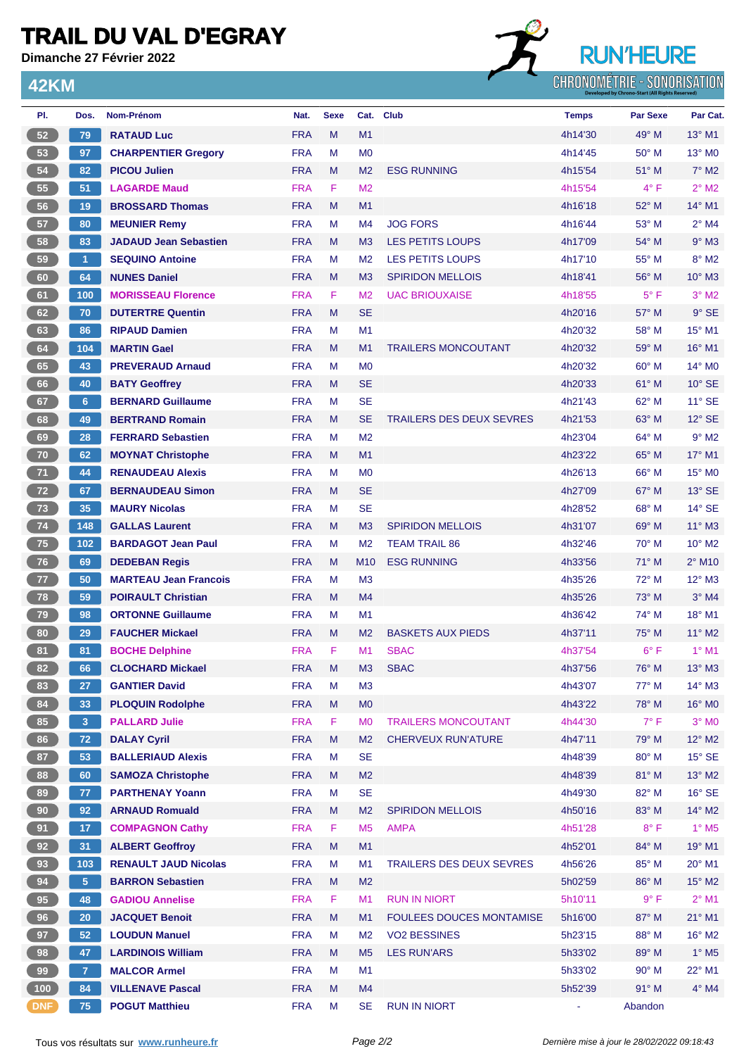# TRAIL DU VAL D'EGRAY

**Dimanche 27 Février 2022**

RUN'HEURE
CHRONOMÉTRIE - SONORISATION

## 42KM

| Pl. | Dos. | Nom-Prénom | Nat. | Sexe | Cat. | Club | Temps | Par Sexe | Par Cat. |
|---|---|---|---|---|---|---|---|---|---|
| 52 | 79 | RATAUD Luc | FRA | M | M1 | | 4h14'30 | 49° M | 13° M1 |
| 53 | 97 | CHARPENTIER Gregory | FRA | M | M0 | | 4h14'45 | 50° M | 13° M0 |
| 54 | 82 | PICOU Julien | FRA | M | M2 | ESG RUNNING | 4h15'54 | 51° M | 7° M2 |
| 55 | 51 | LAGARDE Maud | FRA | F | M2 | | 4h15'54 | 4° F | 2° M2 |
| 56 | 19 | BROSSARD Thomas | FRA | M | M1 | | 4h16'18 | 52° M | 14° M1 |
| 57 | 80 | MEUNIER Remy | FRA | M | M4 | JOG FORS | 4h16'44 | 53° M | 2° M4 |
| 58 | 83 | JADAUD Jean Sebastien | FRA | M | M3 | LES PETITS LOUPS | 4h17'09 | 54° M | 9° M3 |
| 59 | 1 | SEQUINO Antoine | FRA | M | M2 | LES PETITS LOUPS | 4h17'10 | 55° M | 8° M2 |
| 60 | 64 | NUNES Daniel | FRA | M | M3 | SPIRIDON MELLOIS | 4h18'41 | 56° M | 10° M3 |
| 61 | 100 | MORISSEAU Florence | FRA | F | M2 | UAC BRIOUXAISE | 4h18'55 | 5° F | 3° M2 |
| 62 | 70 | DUTERTRE Quentin | FRA | M | SE | | 4h20'16 | 57° M | 9° SE |
| 63 | 86 | RIPAUD Damien | FRA | M | M1 | | 4h20'32 | 58° M | 15° M1 |
| 64 | 104 | MARTIN Gael | FRA | M | M1 | TRAILERS MONCOUTANT | 4h20'32 | 59° M | 16° M1 |
| 65 | 43 | PREVERAUD Arnaud | FRA | M | M0 | | 4h20'32 | 60° M | 14° M0 |
| 66 | 40 | BATY Geoffrey | FRA | M | SE | | 4h20'33 | 61° M | 10° SE |
| 67 | 6 | BERNARD Guillaume | FRA | M | SE | | 4h21'43 | 62° M | 11° SE |
| 68 | 49 | BERTRAND Romain | FRA | M | SE | TRAILERS DES DEUX SEVRES | 4h21'53 | 63° M | 12° SE |
| 69 | 28 | FERRARD Sebastien | FRA | M | M2 | | 4h23'04 | 64° M | 9° M2 |
| 70 | 62 | MOYNAT Christophe | FRA | M | M1 | | 4h23'22 | 65° M | 17° M1 |
| 71 | 44 | RENAUDEAU Alexis | FRA | M | M0 | | 4h26'13 | 66° M | 15° M0 |
| 72 | 67 | BERNAUDEAU Simon | FRA | M | SE | | 4h27'09 | 67° M | 13° SE |
| 73 | 35 | MAURY Nicolas | FRA | M | SE | | 4h28'52 | 68° M | 14° SE |
| 74 | 148 | GALLAS Laurent | FRA | M | M3 | SPIRIDON MELLOIS | 4h31'07 | 69° M | 11° M3 |
| 75 | 102 | BARDAGOT Jean Paul | FRA | M | M2 | TEAM TRAIL 86 | 4h32'46 | 70° M | 10° M2 |
| 76 | 69 | DEDEBAN Regis | FRA | M | M10 | ESG RUNNING | 4h33'56 | 71° M | 2° M10 |
| 77 | 50 | MARTEAU Jean Francois | FRA | M | M3 | | 4h35'26 | 72° M | 12° M3 |
| 78 | 59 | POIRAULT Christian | FRA | M | M4 | | 4h35'26 | 73° M | 3° M4 |
| 79 | 98 | ORTONNE Guillaume | FRA | M | M1 | | 4h36'42 | 74° M | 18° M1 |
| 80 | 29 | FAUCHER Mickael | FRA | M | M2 | BASKETS AUX PIEDS | 4h37'11 | 75° M | 11° M2 |
| 81 | 81 | BOCHE Delphine | FRA | F | M1 | SBAC | 4h37'54 | 6° F | 1° M1 |
| 82 | 66 | CLOCHARD Mickael | FRA | M | M3 | SBAC | 4h37'56 | 76° M | 13° M3 |
| 83 | 27 | GANTIER David | FRA | M | M3 | | 4h43'07 | 77° M | 14° M3 |
| 84 | 33 | PLOQUIN Rodolphe | FRA | M | M0 | | 4h43'22 | 78° M | 16° M0 |
| 85 | 3 | PALLARD Julie | FRA | F | M0 | TRAILERS MONCOUTANT | 4h44'30 | 7° F | 3° M0 |
| 86 | 72 | DALAY Cyril | FRA | M | M2 | CHERVEUX RUN'ATURE | 4h47'11 | 79° M | 12° M2 |
| 87 | 53 | BALLERIAUD Alexis | FRA | M | SE | | 4h48'39 | 80° M | 15° SE |
| 88 | 60 | SAMOZA Christophe | FRA | M | M2 | | 4h48'39 | 81° M | 13° M2 |
| 89 | 77 | PARTHENAY Yoann | FRA | M | SE | | 4h49'30 | 82° M | 16° SE |
| 90 | 92 | ARNAUD Romuald | FRA | M | M2 | SPIRIDON MELLOIS | 4h50'16 | 83° M | 14° M2 |
| 91 | 17 | COMPAGNON Cathy | FRA | F | M5 | AMPA | 4h51'28 | 8° F | 1° M5 |
| 92 | 31 | ALBERT Geoffroy | FRA | M | M1 | | 4h52'01 | 84° M | 19° M1 |
| 93 | 103 | RENAULT JAUD Nicolas | FRA | M | M1 | TRAILERS DES DEUX SEVRES | 4h56'26 | 85° M | 20° M1 |
| 94 | 5 | BARRON Sebastien | FRA | M | M2 | | 5h02'59 | 86° M | 15° M2 |
| 95 | 48 | GADIOU Annelise | FRA | F | M1 | RUN IN NIORT | 5h10'11 | 9° F | 2° M1 |
| 96 | 20 | JACQUET Benoit | FRA | M | M1 | FOULEES DOUCES MONTAMISE | 5h16'00 | 87° M | 21° M1 |
| 97 | 52 | LOUDUN Manuel | FRA | M | M2 | VO2 BESSINES | 5h23'15 | 88° M | 16° M2 |
| 98 | 47 | LARDINOIS William | FRA | M | M5 | LES RUN'ARS | 5h33'02 | 89° M | 1° M5 |
| 99 | 7 | MALCOR Armel | FRA | M | M1 | | 5h33'02 | 90° M | 22° M1 |
| 100 | 84 | VILLENAVE Pascal | FRA | M | M4 | | 5h52'39 | 91° M | 4° M4 |
| DNF | 75 | POGUT Matthieu | FRA | M | SE | RUN IN NIORT | - | Abandon | |

Tous vos résultats sur www.runheure.fr

*Dernière mise à jour le 28/02/2022 09:18:43*